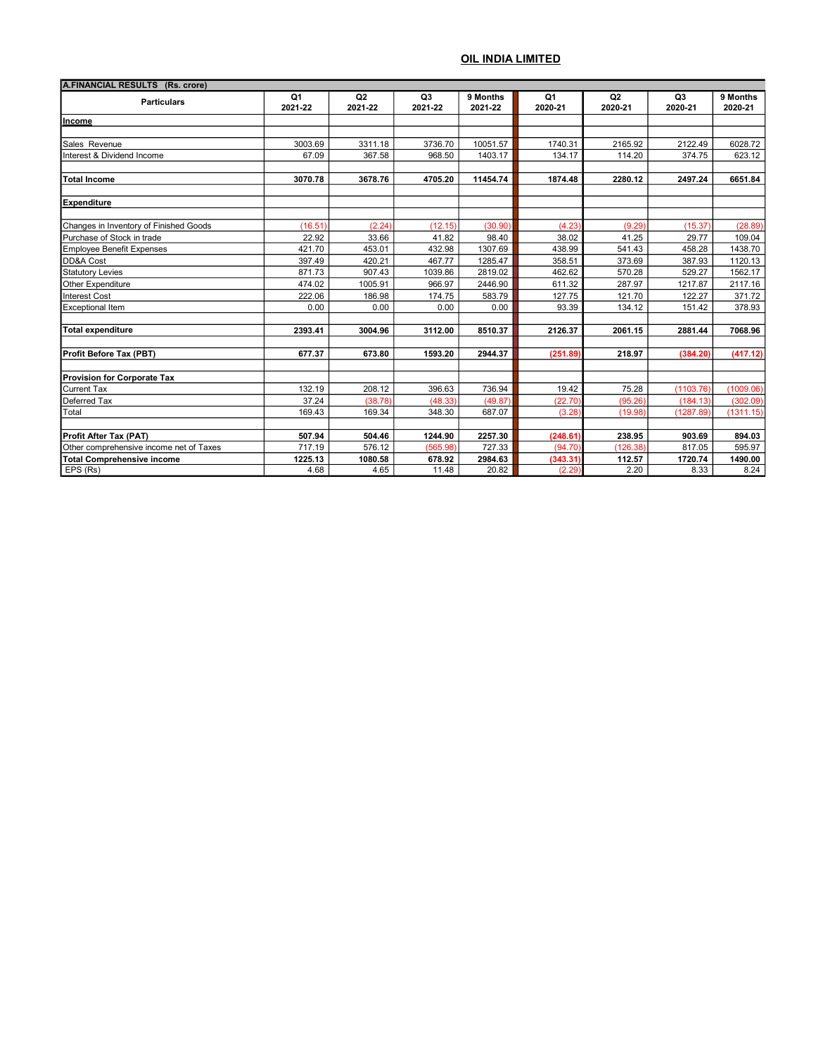## OIL INDIA LIMITED

| A.FINANCIAL RESULTS (Rs. crore) | | | | | | | | |
|---|---|---|---|---|---|---|---|---|
| **Particulars** | **Q1 2021-22** | **Q2 2021-22** | **Q3 2021-22** | **9 Months 2021-22** | **Q1 2020-21** | **Q2 2020-21** | **Q3 2020-21** | **9 Months 2020-21** |
| **Income** | | | | | | | | |
| Sales Revenue | 3003.69 | 3311.18 | 3736.70 | 10051.57 | 1740.31 | 2165.92 | 2122.49 | 6028.72 |
| Interest & Dividend Income | 67.09 | 367.58 | 968.50 | 1403.17 | 134.17 | 114.20 | 374.75 | 623.12 |
| **Total Income** | **3070.78** | **3678.76** | **4705.20** | **11454.74** | **1874.48** | **2280.12** | **2497.24** | **6651.84** |
| **Expenditure** | | | | | | | | |
| Changes in Inventory of Finished Goods | (16.51) | (2.24) | (12.15) | (30.90) | (4.23) | (9.29) | (15.37) | (28.89) |
| Purchase of Stock in trade | 22.92 | 33.66 | 41.82 | 98.40 | 38.02 | 41.25 | 29.77 | 109.04 |
| Employee Benefit Expenses | 421.70 | 453.01 | 432.98 | 1307.69 | 438.99 | 541.43 | 458.28 | 1438.70 |
| DD&A Cost | 397.49 | 420.21 | 467.77 | 1285.47 | 358.51 | 373.69 | 387.93 | 1120.13 |
| Statutory Levies | 871.73 | 907.43 | 1039.86 | 2819.02 | 462.62 | 570.28 | 529.27 | 1562.17 |
| Other Expenditure | 474.02 | 1005.91 | 966.97 | 2446.90 | 611.32 | 287.97 | 1217.87 | 2117.16 |
| Interest Cost | 222.06 | 186.98 | 174.75 | 583.79 | 127.75 | 121.70 | 122.27 | 371.72 |
| Exceptional Item | 0.00 | 0.00 | 0.00 | 0.00 | 93.39 | 134.12 | 151.42 | 378.93 |
| **Total expenditure** | **2393.41** | **3004.96** | **3112.00** | **8510.37** | **2126.37** | **2061.15** | **2881.44** | **7068.96** |
| **Profit Before Tax (PBT)** | **677.37** | **673.80** | **1593.20** | **2944.37** | **(251.89)** | **218.97** | **(384.20)** | **(417.12)** |
| **Provision for Corporate Tax** | | | | | | | | |
| Current Tax | 132.19 | 208.12 | 396.63 | 736.94 | 19.42 | 75.28 | (1103.76) | (1009.06) |
| Deferred Tax | 37.24 | (38.78) | (48.33) | (49.87) | (22.70) | (95.26) | (184.13) | (302.09) |
| Total | 169.43 | 169.34 | 348.30 | 687.07 | (3.28) | (19.98) | (1287.89) | (1311.15) |
| **Profit After Tax (PAT)** | **507.94** | **504.46** | **1244.90** | **2257.30** | **(248.61)** | **238.95** | **903.69** | **894.03** |
| Other comprehensive income net of Taxes | 717.19 | 576.12 | (565.98) | 727.33 | (94.70) | (126.38) | 817.05 | 595.97 |
| **Total Comprehensive income** | **1225.13** | **1080.58** | **678.92** | **2984.63** | **(343.31)** | **112.57** | **1720.74** | **1490.00** |
| EPS (Rs) | 4.68 | 4.65 | 11.48 | 20.82 | (2.29) | 2.20 | 8.33 | 8.24 |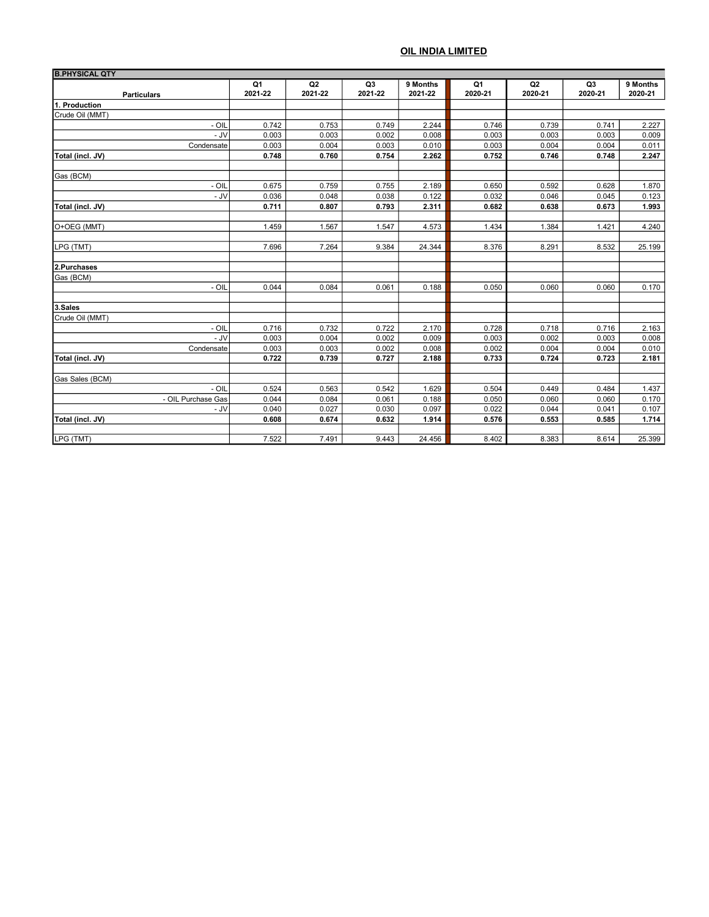## OIL INDIA LIMITED

| B.PHYSICAL QTY | | | | | | | | |
|---|---|---|---|---|---|---|---|---|
| **Particulars** | **Q1 2021-22** | **Q2 2021-22** | **Q3 2021-22** | **9 Months 2021-22** | **Q1 2020-21** | **Q2 2020-21** | **Q3 2020-21** | **9 Months 2020-21** |
| **1. Production** | | | | | | | | |
| Crude Oil (MMT) | | | | | | | | |
| - OIL | 0.742 | 0.753 | 0.749 | 2.244 | 0.746 | 0.739 | 0.741 | 2.227 |
| - JV | 0.003 | 0.003 | 0.002 | 0.008 | 0.003 | 0.003 | 0.003 | 0.009 |
| Condensate | 0.003 | 0.004 | 0.003 | 0.010 | 0.003 | 0.004 | 0.004 | 0.011 |
| **Total (incl. JV)** | **0.748** | **0.760** | **0.754** | **2.262** | **0.752** | **0.746** | **0.748** | **2.247** |
| | | | | | | | | |
| Gas (BCM) | | | | | | | | |
| - OIL | 0.675 | 0.759 | 0.755 | 2.189 | 0.650 | 0.592 | 0.628 | 1.870 |
| - JV | 0.036 | 0.048 | 0.038 | 0.122 | 0.032 | 0.046 | 0.045 | 0.123 |
| **Total (incl. JV)** | **0.711** | **0.807** | **0.793** | **2.311** | **0.682** | **0.638** | **0.673** | **1.993** |
| | | | | | | | | |
| O+OEG (MMT) | 1.459 | 1.567 | 1.547 | 4.573 | 1.434 | 1.384 | 1.421 | 4.240 |
| | | | | | | | | |
| LPG (TMT) | 7.696 | 7.264 | 9.384 | 24.344 | 8.376 | 8.291 | 8.532 | 25.199 |
| | | | | | | | | |
| **2.Purchases** | | | | | | | | |
| Gas (BCM) | | | | | | | | |
| - OIL | 0.044 | 0.084 | 0.061 | 0.188 | 0.050 | 0.060 | 0.060 | 0.170 |
| | | | | | | | | |
| **3.Sales** | | | | | | | | |
| Crude Oil (MMT) | | | | | | | | |
| - OIL | 0.716 | 0.732 | 0.722 | 2.170 | 0.728 | 0.718 | 0.716 | 2.163 |
| - JV | 0.003 | 0.004 | 0.002 | 0.009 | 0.003 | 0.002 | 0.003 | 0.008 |
| Condensate | 0.003 | 0.003 | 0.002 | 0.008 | 0.002 | 0.004 | 0.004 | 0.010 |
| **Total (incl. JV)** | **0.722** | **0.739** | **0.727** | **2.188** | **0.733** | **0.724** | **0.723** | **2.181** |
| | | | | | | | | |
| Gas Sales (BCM) | | | | | | | | |
| - OIL | 0.524 | 0.563 | 0.542 | 1.629 | 0.504 | 0.449 | 0.484 | 1.437 |
| - OIL Purchase Gas | 0.044 | 0.084 | 0.061 | 0.188 | 0.050 | 0.060 | 0.060 | 0.170 |
| - JV | 0.040 | 0.027 | 0.030 | 0.097 | 0.022 | 0.044 | 0.041 | 0.107 |
| **Total (incl. JV)** | **0.608** | **0.674** | **0.632** | **1.914** | **0.576** | **0.553** | **0.585** | **1.714** |
| | | | | | | | | |
| LPG (TMT) | 7.522 | 7.491 | 9.443 | 24.456 | 8.402 | 8.383 | 8.614 | 25.399 |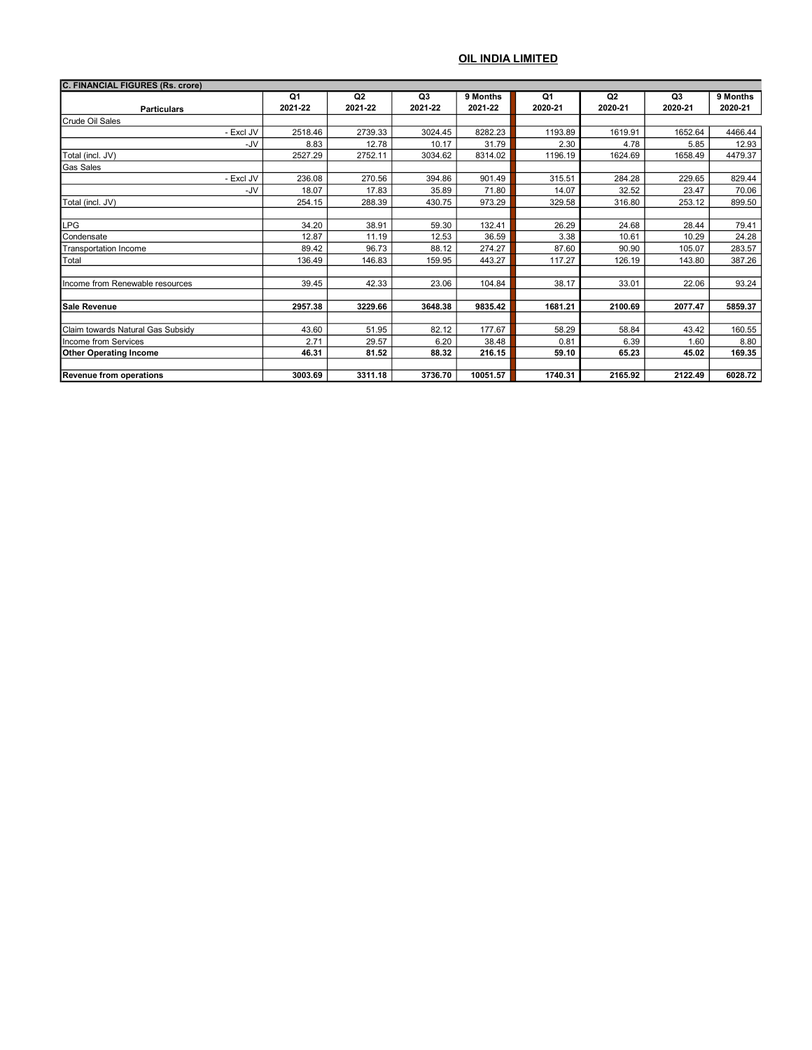## OIL INDIA LIMITED

| C. FINANCIAL FIGURES (Rs. crore) | | | | | | | | |
|---|---|---|---|---|---|---|---|---|
| **Particulars** | **Q1 2021-22** | **Q2 2021-22** | **Q3 2021-22** | **9 Months 2021-22** | **Q1 2020-21** | **Q2 2020-21** | **Q3 2020-21** | **9 Months 2020-21** |
| Crude Oil Sales | | | | | | | | |
| - Excl JV | 2518.46 | 2739.33 | 3024.45 | 8282.23 | 1193.89 | 1619.91 | 1652.64 | 4466.44 |
| -JV | 8.83 | 12.78 | 10.17 | 31.79 | 2.30 | 4.78 | 5.85 | 12.93 |
| Total (incl. JV) | 2527.29 | 2752.11 | 3034.62 | 8314.02 | 1196.19 | 1624.69 | 1658.49 | 4479.37 |
| Gas Sales | | | | | | | | |
| - Excl JV | 236.08 | 270.56 | 394.86 | 901.49 | 315.51 | 284.28 | 229.65 | 829.44 |
| -JV | 18.07 | 17.83 | 35.89 | 71.80 | 14.07 | 32.52 | 23.47 | 70.06 |
| Total (incl. JV) | 254.15 | 288.39 | 430.75 | 973.29 | 329.58 | 316.80 | 253.12 | 899.50 |
| | | | | | | | | |
| LPG | 34.20 | 38.91 | 59.30 | 132.41 | 26.29 | 24.68 | 28.44 | 79.41 |
| Condensate | 12.87 | 11.19 | 12.53 | 36.59 | 3.38 | 10.61 | 10.29 | 24.28 |
| Transportation Income | 89.42 | 96.73 | 88.12 | 274.27 | 87.60 | 90.90 | 105.07 | 283.57 |
| Total | 136.49 | 146.83 | 159.95 | 443.27 | 117.27 | 126.19 | 143.80 | 387.26 |
| | | | | | | | | |
| Income from Renewable resources | 39.45 | 42.33 | 23.06 | 104.84 | 38.17 | 33.01 | 22.06 | 93.24 |
| | | | | | | | | |
| **Sale Revenue** | **2957.38** | **3229.66** | **3648.38** | **9835.42** | **1681.21** | **2100.69** | **2077.47** | **5859.37** |
| | | | | | | | | |
| Claim towards Natural Gas Subsidy | 43.60 | 51.95 | 82.12 | 177.67 | 58.29 | 58.84 | 43.42 | 160.55 |
| Income from Services | 2.71 | 29.57 | 6.20 | 38.48 | 0.81 | 6.39 | 1.60 | 8.80 |
| **Other Operating Income** | **46.31** | **81.52** | **88.32** | **216.15** | **59.10** | **65.23** | **45.02** | **169.35** |
| | | | | | | | | |
| **Revenue from operations** | **3003.69** | **3311.18** | **3736.70** | **10051.57** | **1740.31** | **2165.92** | **2122.49** | **6028.72** |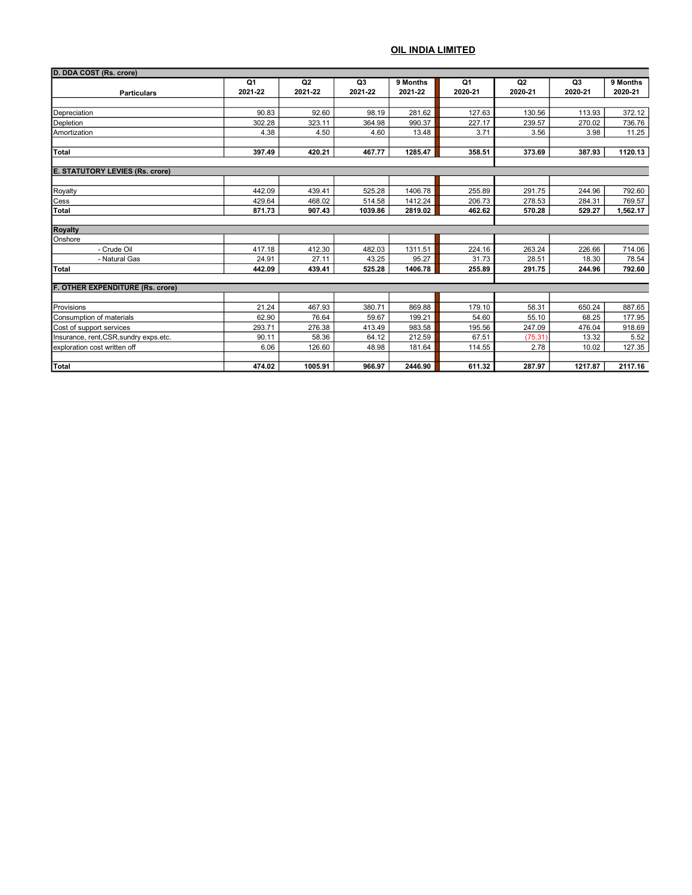# OIL INDIA LIMITED

| D. DDA COST (Rs. crore) | | | | | | | | |
|---|---|---|---|---|---|---|---|---|
| Particulars | Q1 2021-22 | Q2 2021-22 | Q3 2021-22 | 9 Months 2021-22 | Q1 2020-21 | Q2 2020-21 | Q3 2020-21 | 9 Months 2020-21 |
| Depreciation | 90.83 | 92.60 | 98.19 | 281.62 | 127.63 | 130.56 | 113.93 | 372.12 |
| Depletion | 302.28 | 323.11 | 364.98 | 990.37 | 227.17 | 239.57 | 270.02 | 736.76 |
| Amortization | 4.38 | 4.50 | 4.60 | 13.48 | 3.71 | 3.56 | 3.98 | 11.25 |
| **Total** | **397.49** | **420.21** | **467.77** | **1285.47** | **358.51** | **373.69** | **387.93** | **1120.13** |

| E. STATUTORY LEVIES (Rs. crore) | | | | | | | | |
|---|---|---|---|---|---|---|---|---|
| Particulars | Q1 2021-22 | Q2 2021-22 | Q3 2021-22 | 9 Months 2021-22 | Q1 2020-21 | Q2 2020-21 | Q3 2020-21 | 9 Months 2020-21 |
| Royalty | 442.09 | 439.41 | 525.28 | 1406.78 | 255.89 | 291.75 | 244.96 | 792.60 |
| Cess | 429.64 | 468.02 | 514.58 | 1412.24 | 206.73 | 278.53 | 284.31 | 769.57 |
| **Total** | **871.73** | **907.43** | **1039.86** | **2819.02** | **462.62** | **570.28** | **529.27** | **1,562.17** |

| Royalty | | | | | | | | |
|---|---|---|---|---|---|---|---|---|
| Particulars | Q1 2021-22 | Q2 2021-22 | Q3 2021-22 | 9 Months 2021-22 | Q1 2020-21 | Q2 2020-21 | Q3 2020-21 | 9 Months 2020-21 |
| Onshore | | | | | | | | |
| - Crude Oil | 417.18 | 412.30 | 482.03 | 1311.51 | 224.16 | 263.24 | 226.66 | 714.06 |
| - Natural Gas | 24.91 | 27.11 | 43.25 | 95.27 | 31.73 | 28.51 | 18.30 | 78.54 |
| **Total** | **442.09** | **439.41** | **525.28** | **1406.78** | **255.89** | **291.75** | **244.96** | **792.60** |

| F. OTHER EXPENDITURE (Rs. crore) | | | | | | | | |
|---|---|---|---|---|---|---|---|---|
| Particulars | Q1 2021-22 | Q2 2021-22 | Q3 2021-22 | 9 Months 2021-22 | Q1 2020-21 | Q2 2020-21 | Q3 2020-21 | 9 Months 2020-21 |
| Provisions | 21.24 | 467.93 | 380.71 | 869.88 | 179.10 | 58.31 | 650.24 | 887.65 |
| Consumption of materials | 62.90 | 76.64 | 59.67 | 199.21 | 54.60 | 55.10 | 68.25 | 177.95 |
| Cost of support services | 293.71 | 276.38 | 413.49 | 983.58 | 195.56 | 247.09 | 476.04 | 918.69 |
| Insurance, rent,CSR,sundry exps.etc. | 90.11 | 58.36 | 64.12 | 212.59 | 67.51 | (75.31) | 13.32 | 5.52 |
| exploration cost written off | 6.06 | 126.60 | 48.98 | 181.64 | 114.55 | 2.78 | 10.02 | 127.35 |
| **Total** | **474.02** | **1005.91** | **966.97** | **2446.90** | **611.32** | **287.97** | **1217.87** | **2117.16** |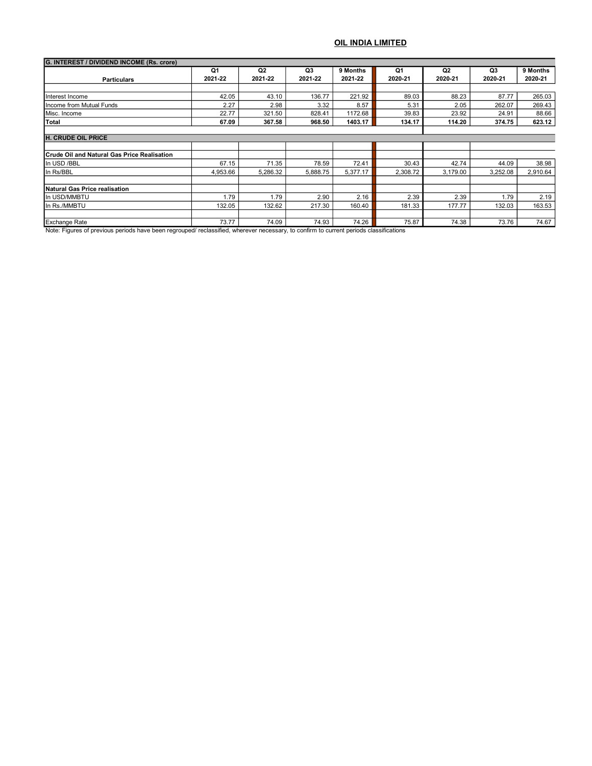## OIL INDIA LIMITED

| G. INTEREST / DIVIDEND INCOME (Rs. crore) | | | | | | | | |
|---|---|---|---|---|---|---|---|---|
| **Particulars** | **Q1 2021-22** | **Q2 2021-22** | **Q3 2021-22** | **9 Months 2021-22** | **Q1 2020-21** | **Q2 2020-21** | **Q3 2020-21** | **9 Months 2020-21** |
| Interest Income | 42.05 | 43.10 | 136.77 | 221.92 | 89.03 | 88.23 | 87.77 | 265.03 |
| Income from Mutual Funds | 2.27 | 2.98 | 3.32 | 8.57 | 5.31 | 2.05 | 262.07 | 269.43 |
| Misc. Income | 22.77 | 321.50 | 828.41 | 1172.68 | 39.83 | 23.92 | 24.91 | 88.66 |
| **Total** | **67.09** | **367.58** | **968.50** | **1403.17** | **134.17** | **114.20** | **374.75** | **623.12** |
| **H. CRUDE OIL PRICE** | | | | | | | | |
| **Crude Oil and Natural Gas Price Realisation** | | | | | | | | |
| In USD /BBL | 67.15 | 71.35 | 78.59 | 72.41 | 30.43 | 42.74 | 44.09 | 38.98 |
| In Rs/BBL | 4,953.66 | 5,286.32 | 5,888.75 | 5,377.17 | 2,308.72 | 3,179.00 | 3,252.08 | 2,910.64 |
| **Natural Gas Price realisation** | | | | | | | | |
| In USD/MMBTU | 1.79 | 1.79 | 2.90 | 2.16 | 2.39 | 2.39 | 1.79 | 2.19 |
| In Rs./MMBTU | 132.05 | 132.62 | 217.30 | 160.40 | 181.33 | 177.77 | 132.03 | 163.53 |
| Exchange Rate | 73.77 | 74.09 | 74.93 | 74.26 | 75.87 | 74.38 | 73.76 | 74.67 |

Note: Figures of previous periods have been regrouped/ reclassified, wherever necessary, to confirm to current periods classifications